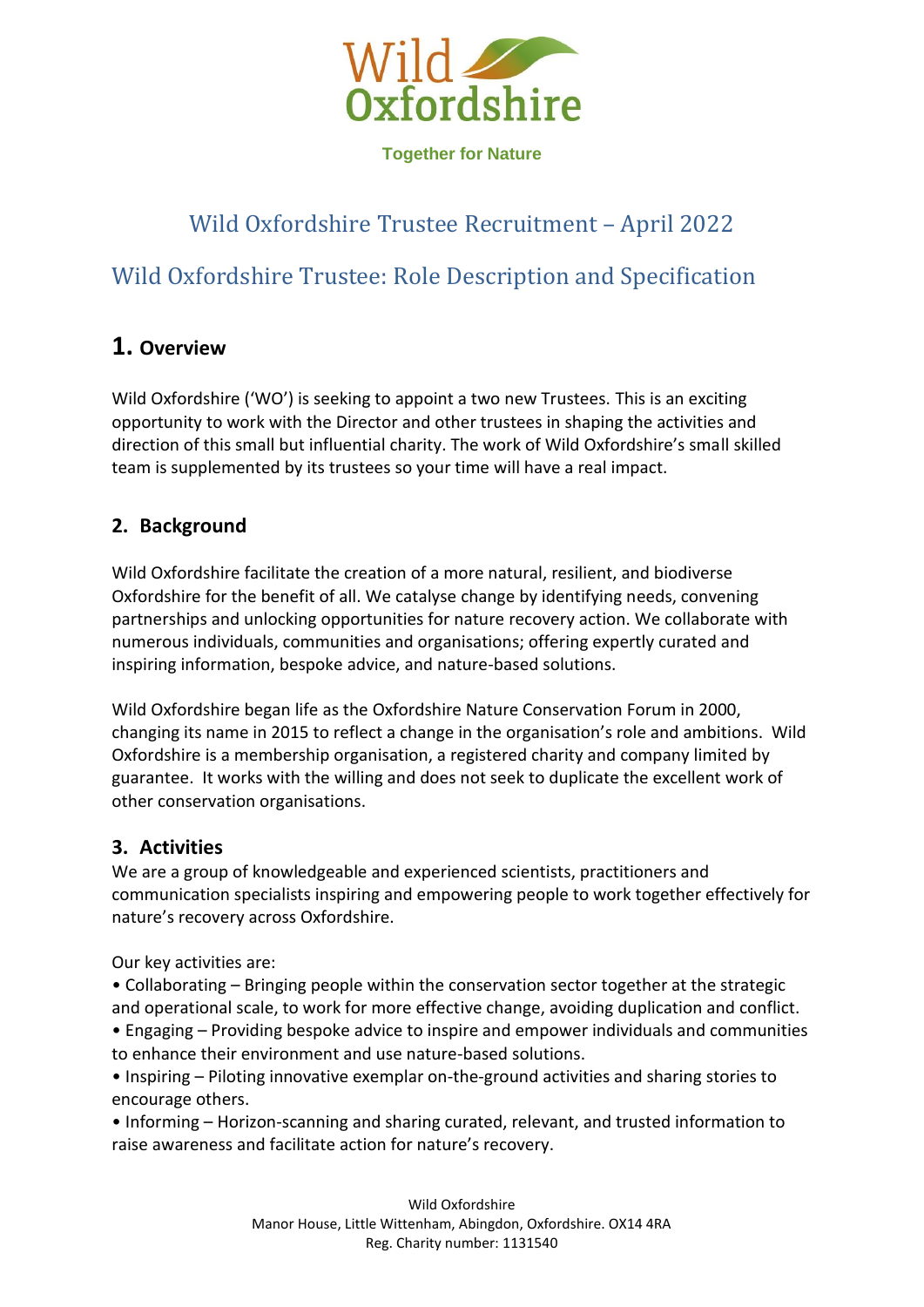Wild Oxfordshire

Together for Nature

# Wild Oxfordshire Trustee Recruitment – April 2022

## Wild Oxfordshire Trustee: Role Description and Specification

## 1. Overview

Wild Oxfordshire ('WO') is seeking to appoint a two new Trustees. This is an exciting opportunity to work with the Director and other trustees in shaping the activities and direction of this small but influential charity. The work of Wild Oxfordshire's small skilled team is supplemented by its trustees so your time will have a real impact.

## 2. Background

Wild Oxfordshire facilitate the creation of a more natural, resilient, and biodiverse Oxfordshire for the benefit of all. We catalyse change by identifying needs, convening partnerships and unlocking opportunities for nature recovery action. We collaborate with numerous individuals, communities and organisations; offering expertly curated and inspiring information, bespoke advice, and nature-based solutions.

Wild Oxfordshire began life as the Oxfordshire Nature Conservation Forum in 2000, changing its name in 2015 to reflect a change in the organisation's role and ambitions. Wild Oxfordshire is a membership organisation, a registered charity and company limited by guarantee. It works with the willing and does not seek to duplicate the excellent work of other conservation organisations.

## 3. Activities

We are a group of knowledgeable and experienced scientists, practitioners and communication specialists inspiring and empowering people to work together effectively for nature's recovery across Oxfordshire.

Our key activities are:

- Collaborating – Bringing people within the conservation sector together at the strategic and operational scale, to work for more effective change, avoiding duplication and conflict.
- Engaging – Providing bespoke advice to inspire and empower individuals and communities to enhance their environment and use nature-based solutions.
- Inspiring – Piloting innovative exemplar on-the-ground activities and sharing stories to encourage others.
- Informing – Horizon-scanning and sharing curated, relevant, and trusted information to raise awareness and facilitate action for nature's recovery.

Wild Oxfordshire
Manor House, Little Wittenham, Abingdon, Oxfordshire. OX14 4RA
Reg. Charity number: 1131540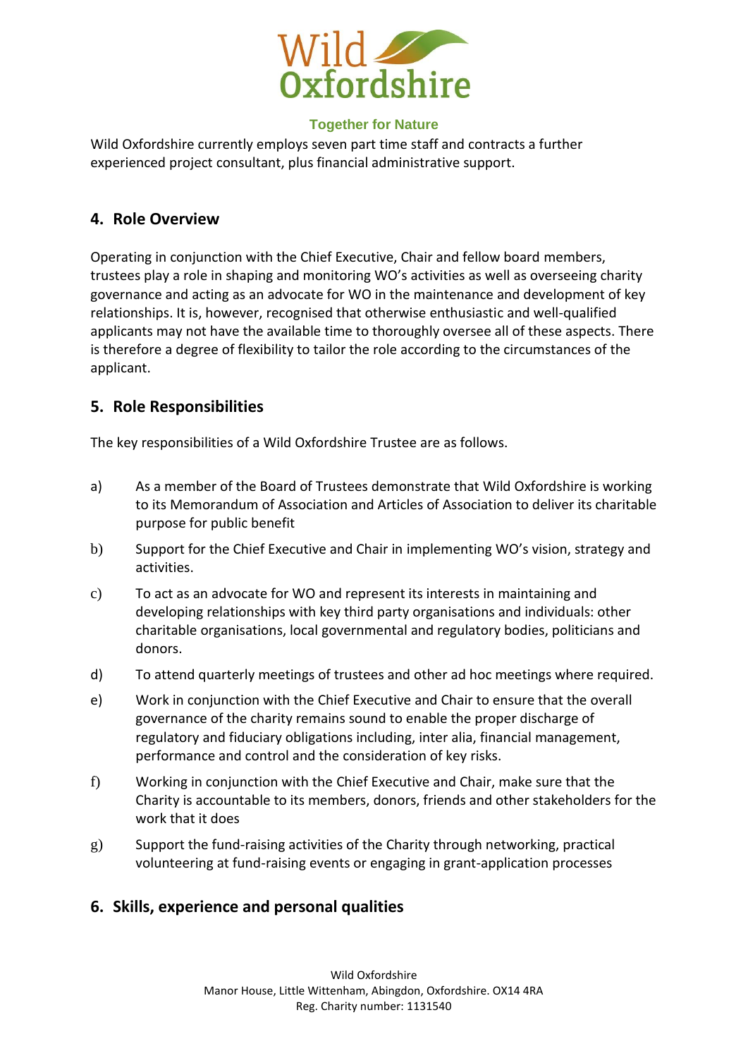Wild Oxfordshire currently employs seven part time staff and contracts a further experienced project consultant, plus financial administrative support.

## 4. Role Overview

Operating in conjunction with the Chief Executive, Chair and fellow board members, trustees play a role in shaping and monitoring WO's activities as well as overseeing charity governance and acting as an advocate for WO in the maintenance and development of key relationships. It is, however, recognised that otherwise enthusiastic and well-qualified applicants may not have the available time to thoroughly oversee all of these aspects. There is therefore a degree of flexibility to tailor the role according to the circumstances of the applicant.

## 5. Role Responsibilities

The key responsibilities of a Wild Oxfordshire Trustee are as follows.

a) As a member of the Board of Trustees demonstrate that Wild Oxfordshire is working to its Memorandum of Association and Articles of Association to deliver its charitable purpose for public benefit

b) Support for the Chief Executive and Chair in implementing WO's vision, strategy and activities.

c) To act as an advocate for WO and represent its interests in maintaining and developing relationships with key third party organisations and individuals: other charitable organisations, local governmental and regulatory bodies, politicians and donors.

d) To attend quarterly meetings of trustees and other ad hoc meetings where required.

e) Work in conjunction with the Chief Executive and Chair to ensure that the overall governance of the charity remains sound to enable the proper discharge of regulatory and fiduciary obligations including, inter alia, financial management, performance and control and the consideration of key risks.

f) Working in conjunction with the Chief Executive and Chair, make sure that the Charity is accountable to its members, donors, friends and other stakeholders for the work that it does

g) Support the fund-raising activities of the Charity through networking, practical volunteering at fund-raising events or engaging in grant-application processes

## 6. Skills, experience and personal qualities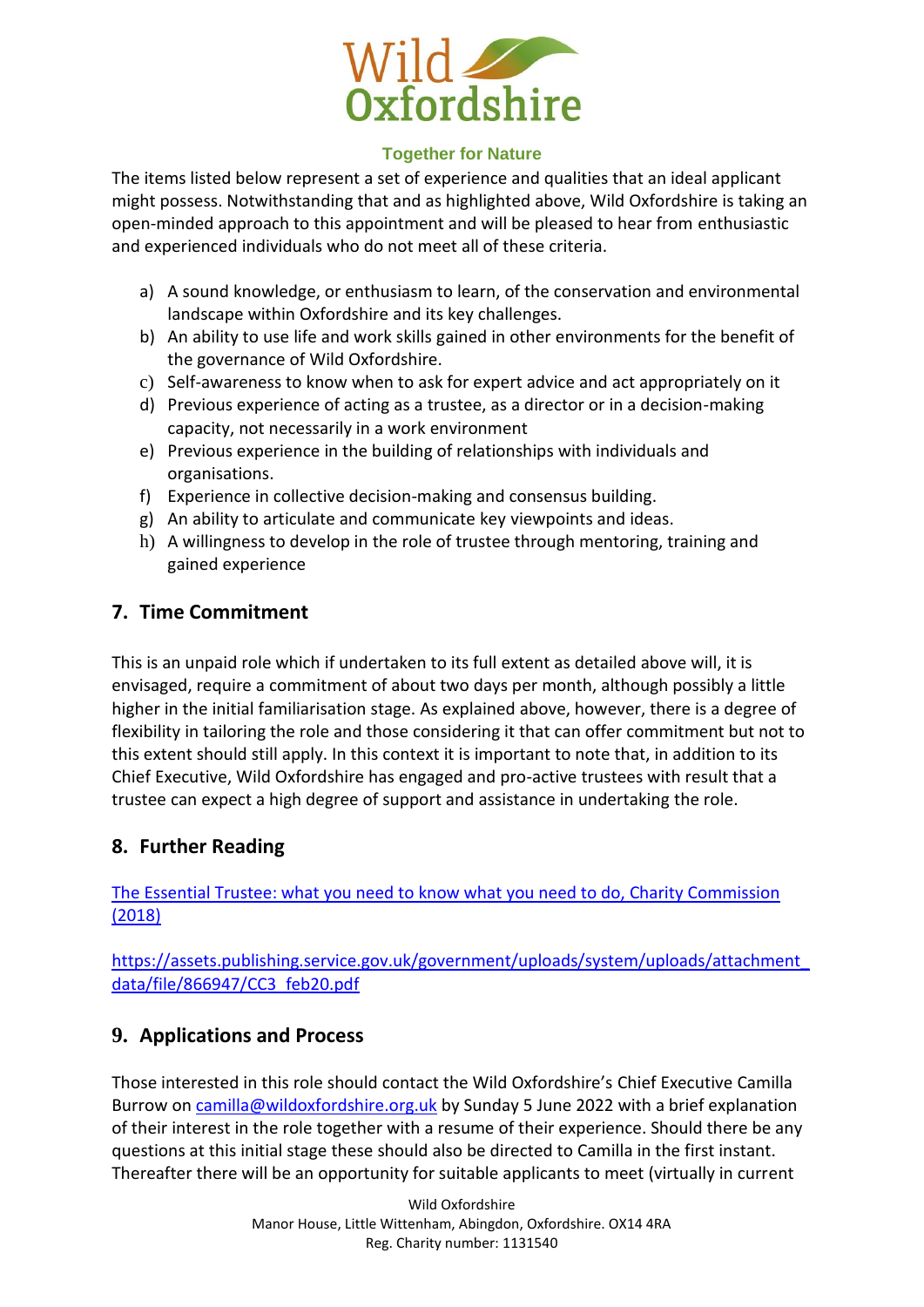The items listed below represent a set of experience and qualities that an ideal applicant might possess. Notwithstanding that and as highlighted above, Wild Oxfordshire is taking an open-minded approach to this appointment and will be pleased to hear from enthusiastic and experienced individuals who do not meet all of these criteria.

a) A sound knowledge, or enthusiasm to learn, of the conservation and environmental landscape within Oxfordshire and its key challenges.
b) An ability to use life and work skills gained in other environments for the benefit of the governance of Wild Oxfordshire.
c) Self-awareness to know when to ask for expert advice and act appropriately on it
d) Previous experience of acting as a trustee, as a director or in a decision-making capacity, not necessarily in a work environment
e) Previous experience in the building of relationships with individuals and organisations.
f) Experience in collective decision-making and consensus building.
g) An ability to articulate and communicate key viewpoints and ideas.
h) A willingness to develop in the role of trustee through mentoring, training and gained experience

## 7. Time Commitment

This is an unpaid role which if undertaken to its full extent as detailed above will, it is envisaged, require a commitment of about two days per month, although possibly a little higher in the initial familiarisation stage. As explained above, however, there is a degree of flexibility in tailoring the role and those considering it that can offer commitment but not to this extent should still apply. In this context it is important to note that, in addition to its Chief Executive, Wild Oxfordshire has engaged and pro-active trustees with result that a trustee can expect a high degree of support and assistance in undertaking the role.

## 8. Further Reading

[The Essential Trustee: what you need to know what you need to do, Charity Commission (2018)](https://assets.publishing.service.gov.uk/government/uploads/system/uploads/attachment_data/file/866947/CC3_feb20.pdf)

https://assets.publishing.service.gov.uk/government/uploads/system/uploads/attachment_data/file/866947/CC3_feb20.pdf

## 9. Applications and Process

Those interested in this role should contact the Wild Oxfordshire's Chief Executive Camilla Burrow on camilla@wildoxfordshire.org.uk by Sunday 5 June 2022 with a brief explanation of their interest in the role together with a resume of their experience. Should there be any questions at this initial stage these should also be directed to Camilla in the first instant. Thereafter there will be an opportunity for suitable applicants to meet (virtually in current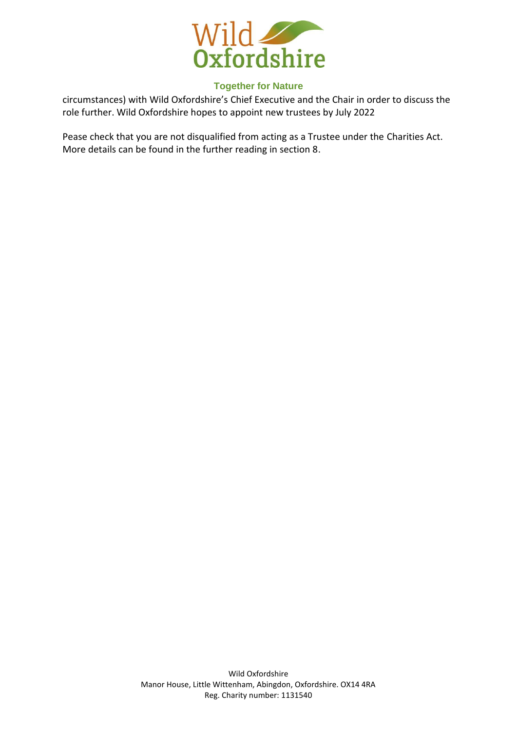circumstances) with Wild Oxfordshire's Chief Executive and the Chair in order to discuss the role further. Wild Oxfordshire hopes to appoint new trustees by July 2022

Pease check that you are not disqualified from acting as a Trustee under the Charities Act. More details can be found in the further reading in section 8.